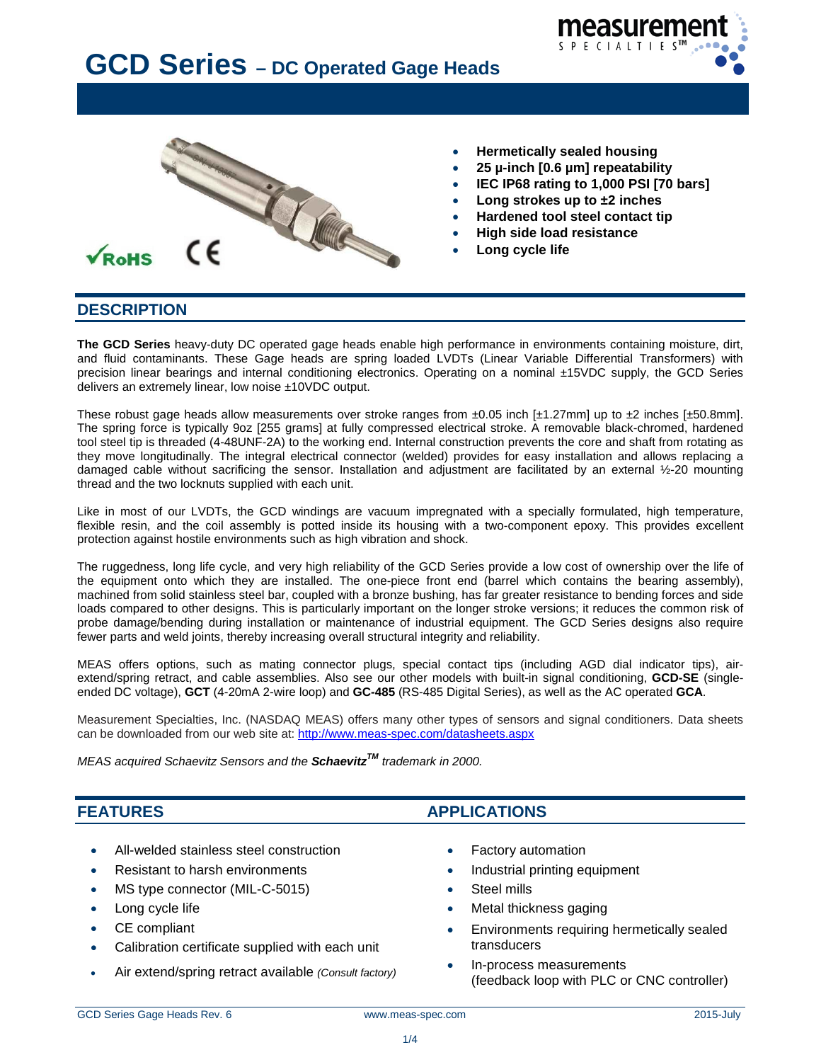# GCD Series – DC Operated Gage Heads

- **Hermetically sealed housing**
- **25 μ-inch [0.6 μm] repeatability**
- **IEC IP68 rating to 1,000 PSI [70 bars]**
- **Long strokes up to ±2 inches**
- **Hardened tool steel contact tip**
- **High side load resistance**
- **Long cycle life**

## DESCRIPTION

**The GCD Series** heavy-duty DC operated gage heads enable high performance in environments containing moisture, dirt, and fluid contaminants. These Gage heads are spring loaded LVDTs (Linear Variable Differential Transformers) with precision linear bearings and internal conditioning electronics. Operating on a nominal ±15VDC supply, the GCD Series delivers an extremely linear, low noise ±10VDC output.

These robust gage heads allow measurements over stroke ranges from ±0.05 inch [±1.27mm] up to ±2 inches [±50.8mm]. The spring force is typically 9oz [255 grams] at fully compressed electrical stroke. A removable black-chromed, hardened tool steel tip is threaded (4-48UNF-2A) to the working end. Internal construction prevents the core and shaft from rotating as they move longitudinally. The integral electrical connector (welded) provides for easy installation and allows replacing a damaged cable without sacrificing the sensor. Installation and adjustment are facilitated by an external ½-20 mounting thread and the two locknuts supplied with each unit.

Like in most of our LVDTs, the GCD windings are vacuum impregnated with a specially formulated, high temperature, flexible resin, and the coil assembly is potted inside its housing with a two-component epoxy. This provides excellent protection against hostile environments such as high vibration and shock.

The ruggedness, long life cycle, and very high reliability of the GCD Series provide a low cost of ownership over the life of the equipment onto which they are installed. The one-piece front end (barrel which contains the bearing assembly), machined from solid stainless steel bar, coupled with a bronze bushing, has far greater resistance to bending forces and side loads compared to other designs. This is particularly important on the longer stroke versions; it reduces the common risk of probe damage/bending during installation or maintenance of industrial equipment. The GCD Series designs also require fewer parts and weld joints, thereby increasing overall structural integrity and reliability.

MEAS offers options, such as mating connector plugs, special contact tips (including AGD dial indicator tips), air-extend/spring retract, and cable assemblies. Also see our other models with built-in signal conditioning, **GCD-SE** (single-ended DC voltage), **GCT** (4-20mA 2-wire loop) and **GC-485** (RS-485 Digital Series), as well as the AC operated **GCA**.

Measurement Specialties, Inc. (NASDAQ MEAS) offers many other types of sensors and signal conditioners. Data sheets can be downloaded from our web site at: http://www.meas-spec.com/datasheets.aspx

*MEAS acquired Schaevitz Sensors and the **Schaevitz™** trademark in 2000.*

## FEATURES

- All-welded stainless steel construction
- Resistant to harsh environments
- MS type connector (MIL-C-5015)
- Long cycle life
- CE compliant
- Calibration certificate supplied with each unit
- Air extend/spring retract available *(Consult factory)*

## APPLICATIONS

- Factory automation
- Industrial printing equipment
- Steel mills
- Metal thickness gaging
- Environments requiring hermetically sealed transducers
- In-process measurements (feedback loop with PLC or CNC controller)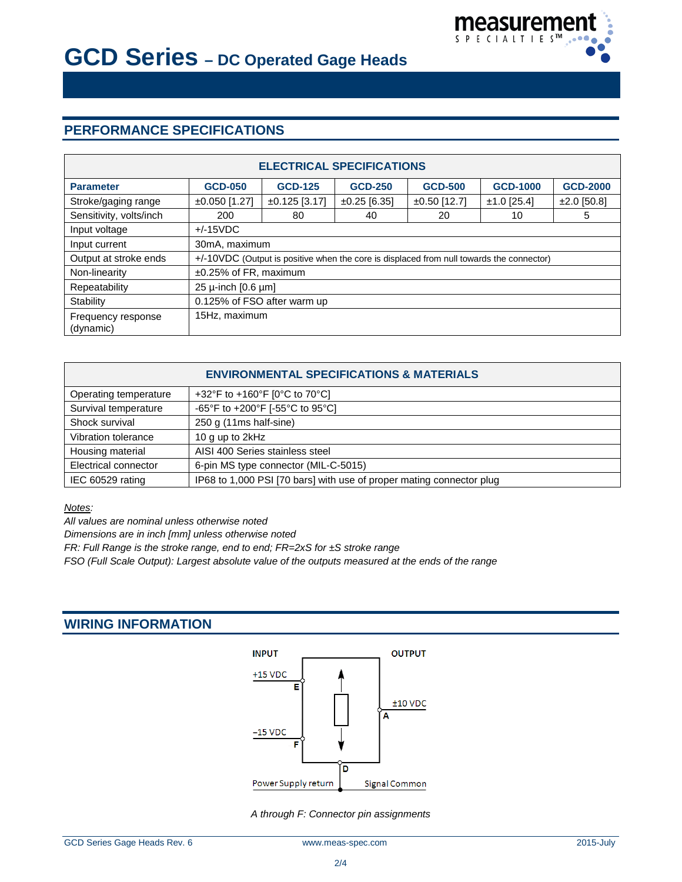# GCD Series – DC Operated Gage Heads

## PERFORMANCE SPECIFICATIONS

| ELECTRICAL SPECIFICATIONS | | | | | | |
|---|---|---|---|---|---|---|
| **Parameter** | **GCD-050** | **GCD-125** | **GCD-250** | **GCD-500** | **GCD-1000** | **GCD-2000** |
| Stroke/gaging range | ±0.050 [1.27] | ±0.125 [3.17] | ±0.25 [6.35] | ±0.50 [12.7] | ±1.0 [25.4] | ±2.0 [50.8] |
| Sensitivity, volts/inch | 200 | 80 | 40 | 20 | 10 | 5 |
| Input voltage | +/-15VDC | | | | | |
| Input current | 30mA, maximum | | | | | |
| Output at stroke ends | +/-10VDC (Output is positive when the core is displaced from null towards the connector) | | | | | |
| Non-linearity | ±0.25% of FR, maximum | | | | | |
| Repeatability | 25 µ-inch [0.6 µm] | | | | | |
| Stability | 0.125% of FSO after warm up | | | | | |
| Frequency response (dynamic) | 15Hz, maximum | | | | | |

| ENVIRONMENTAL SPECIFICATIONS & MATERIALS | |
|---|---|
| Operating temperature | +32°F to +160°F [0°C to 70°C] |
| Survival temperature | -65°F to +200°F [-55°C to 95°C] |
| Shock survival | 250 g (11ms half-sine) |
| Vibration tolerance | 10 g up to 2kHz |
| Housing material | AISI 400 Series stainless steel |
| Electrical connector | 6-pin MS type connector (MIL-C-5015) |
| IEC 60529 rating | IP68 to 1,000 PSI [70 bars] with use of proper mating connector plug |

*Notes:*
*All values are nominal unless otherwise noted*
*Dimensions are in inch [mm] unless otherwise noted*
*FR: Full Range is the stroke range, end to end; FR=2xS for ±S stroke range*
*FSO (Full Scale Output): Largest absolute value of the outputs measured at the ends of the range*

## WIRING INFORMATION

INPUT — +15 VDC (E), −15 VDC (F), Power Supply return (D)

OUTPUT — ±10 VDC (A), Signal Common (D)

*A through F: Connector pin assignments*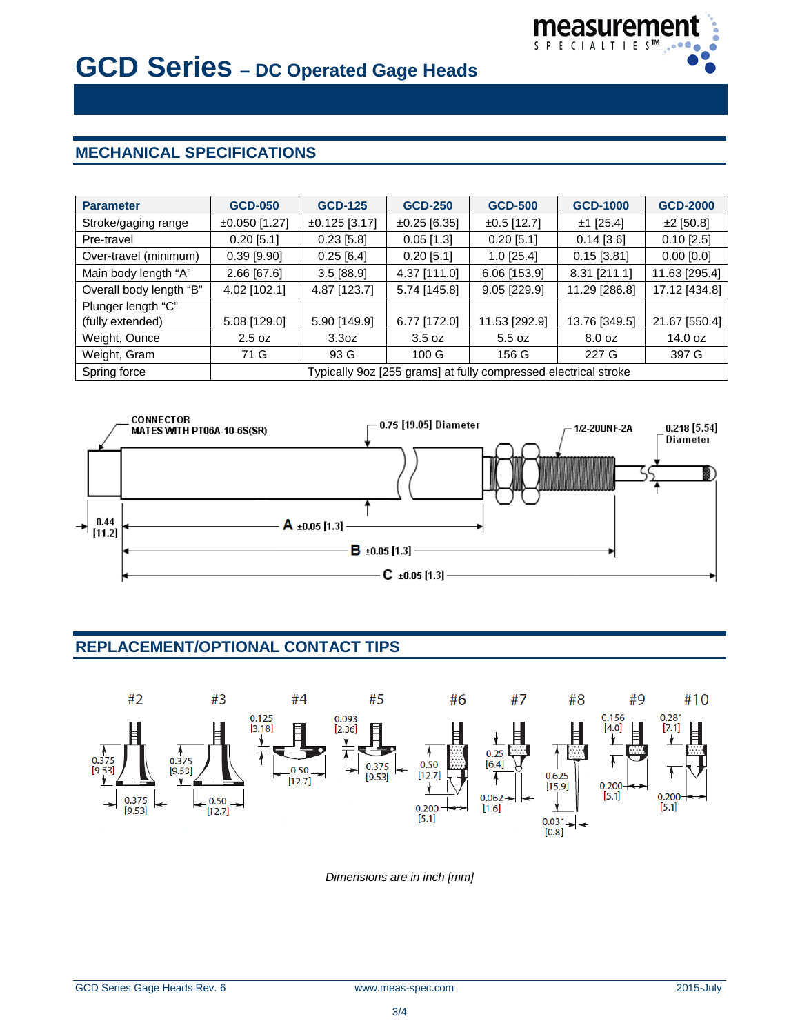# GCD Series – DC Operated Gage Heads

## MECHANICAL SPECIFICATIONS

| Parameter | GCD-050 | GCD-125 | GCD-250 | GCD-500 | GCD-1000 | GCD-2000 |
|---|---|---|---|---|---|---|
| Stroke/gaging range | ±0.050 [1.27] | ±0.125 [3.17] | ±0.25 [6.35] | ±0.5 [12.7] | ±1 [25.4] | ±2 [50.8] |
| Pre-travel | 0.20 [5.1] | 0.23 [5.8] | 0.05 [1.3] | 0.20 [5.1] | 0.14 [3.6] | 0.10 [2.5] |
| Over-travel (minimum) | 0.39 [9.90] | 0.25 [6.4] | 0.20 [5.1] | 1.0 [25.4] | 0.15 [3.81] | 0.00 [0.0] |
| Main body length "A" | 2.66 [67.6] | 3.5 [88.9] | 4.37 [111.0] | 6.06 [153.9] | 8.31 [211.1] | 11.63 [295.4] |
| Overall body length "B" | 4.02 [102.1] | 4.87 [123.7] | 5.74 [145.8] | 9.05 [229.9] | 11.29 [286.8] | 17.12 [434.8] |
| Plunger length "C" (fully extended) | 5.08 [129.0] | 5.90 [149.9] | 6.77 [172.0] | 11.53 [292.9] | 13.76 [349.5] | 21.67 [550.4] |
| Weight, Ounce | 2.5 oz | 3.3oz | 3.5 oz | 5.5 oz | 8.0 oz | 14.0 oz |
| Weight, Gram | 71 G | 93 G | 100 G | 156 G | 227 G | 397 G |
| Spring force | Typically 9oz [255 grams] at fully compressed electrical stroke | | | | | |

CONNECTOR MATES WITH PT06A-10-6S(SR)

0.75 [19.05] Diameter

1/2-20UNF-2A

0.218 [5.54] Diameter

0.44 [11.2]

A ±0.05 [1.3]

B ±0.05 [1.3]

C ±0.05 [1.3]

## REPLACEMENT/OPTIONAL CONTACT TIPS

#2: 0.375 [9.53]; 0.375 [9.53]

#3: 0.375 [9.53]; 0.50 [12.7]

#4: 0.125 [3.18]; 0.50 [12.7]

#5: 0.093 [2.36]; 0.375 [9.53]

#6: 0.50 [12.7]; 0.200 [5.1]

#7: 0.25 [6.4]; 0.062 [1.6]

#8: 0.625 [15.9]; 0.031 [0.8]

#9: 0.156 [4.0]; 0.200 [5.1]

#10: 0.281 [7.1]; 0.200 [5.1]

*Dimensions are in inch [mm]*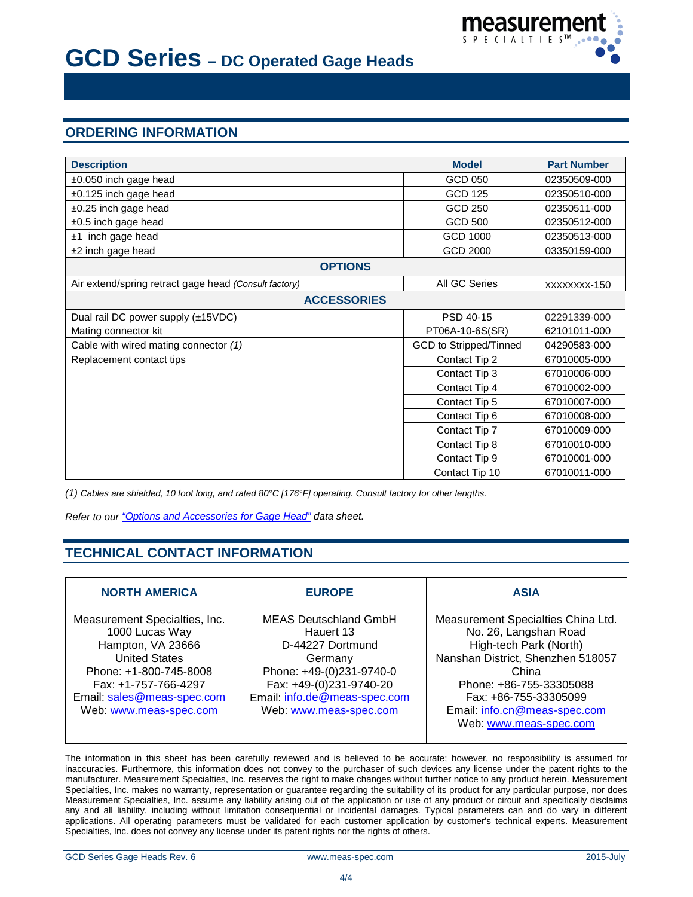# GCD Series – DC Operated Gage Heads

## ORDERING INFORMATION

| Description | Model | Part Number |
|---|---|---|
| ±0.050 inch gage head | GCD 050 | 02350509-000 |
| ±0.125 inch gage head | GCD 125 | 02350510-000 |
| ±0.25 inch gage head | GCD 250 | 02350511-000 |
| ±0.5 inch gage head | GCD 500 | 02350512-000 |
| ±1 inch gage head | GCD 1000 | 02350513-000 |
| ±2 inch gage head | GCD 2000 | 03350159-000 |
| **OPTIONS** | | |
| Air extend/spring retract gage head *(Consult factory)* | All GC Series | XXXXXXXX-150 |
| **ACCESSORIES** | | |
| Dual rail DC power supply (±15VDC) | PSD 40-15 | 02291339-000 |
| Mating connector kit | PT06A-10-6S(SR) | 62101011-000 |
| Cable with wired mating connector *(1)* | GCD to Stripped/Tinned | 04290583-000 |
| Replacement contact tips | Contact Tip 2 | 67010005-000 |
| | Contact Tip 3 | 67010006-000 |
| | Contact Tip 4 | 67010002-000 |
| | Contact Tip 5 | 67010007-000 |
| | Contact Tip 6 | 67010008-000 |
| | Contact Tip 7 | 67010009-000 |
| | Contact Tip 8 | 67010010-000 |
| | Contact Tip 9 | 67010001-000 |
| | Contact Tip 10 | 67010011-000 |

*(1) Cables are shielded, 10 foot long, and rated 80°C [176°F] operating. Consult factory for other lengths.*

*Refer to our "Options and Accessories for Gage Head" data sheet.*

## TECHNICAL CONTACT INFORMATION

| NORTH AMERICA | EUROPE | ASIA |
|---|---|---|
| Measurement Specialties, Inc.<br>1000 Lucas Way<br>Hampton, VA 23666<br>United States<br>Phone: +1-800-745-8008<br>Fax: +1-757-766-4297<br>Email: sales@meas-spec.com<br>Web: www.meas-spec.com | MEAS Deutschland GmbH<br>Hauert 13<br>D-44227 Dortmund<br>Germany<br>Phone: +49-(0)231-9740-0<br>Fax: +49-(0)231-9740-20<br>Email: info.de@meas-spec.com<br>Web: www.meas-spec.com | Measurement Specialties China Ltd.<br>No. 26, Langshan Road<br>High-tech Park (North)<br>Nanshan District, Shenzhen 518057<br>China<br>Phone: +86-755-33305088<br>Fax: +86-755-33305099<br>Email: info.cn@meas-spec.com<br>Web: www.meas-spec.com |

The information in this sheet has been carefully reviewed and is believed to be accurate; however, no responsibility is assumed for inaccuracies. Furthermore, this information does not convey to the purchaser of such devices any license under the patent rights to the manufacturer. Measurement Specialties, Inc. reserves the right to make changes without further notice to any product herein. Measurement Specialties, Inc. makes no warranty, representation or guarantee regarding the suitability of its product for any particular purpose, nor does Measurement Specialties, Inc. assume any liability arising out of the application or use of any product or circuit and specifically disclaims any and all liability, including without limitation consequential or incidental damages. Typical parameters can and do vary in different applications. All operating parameters must be validated for each customer application by customer's technical experts. Measurement Specialties, Inc. does not convey any license under its patent rights nor the rights of others.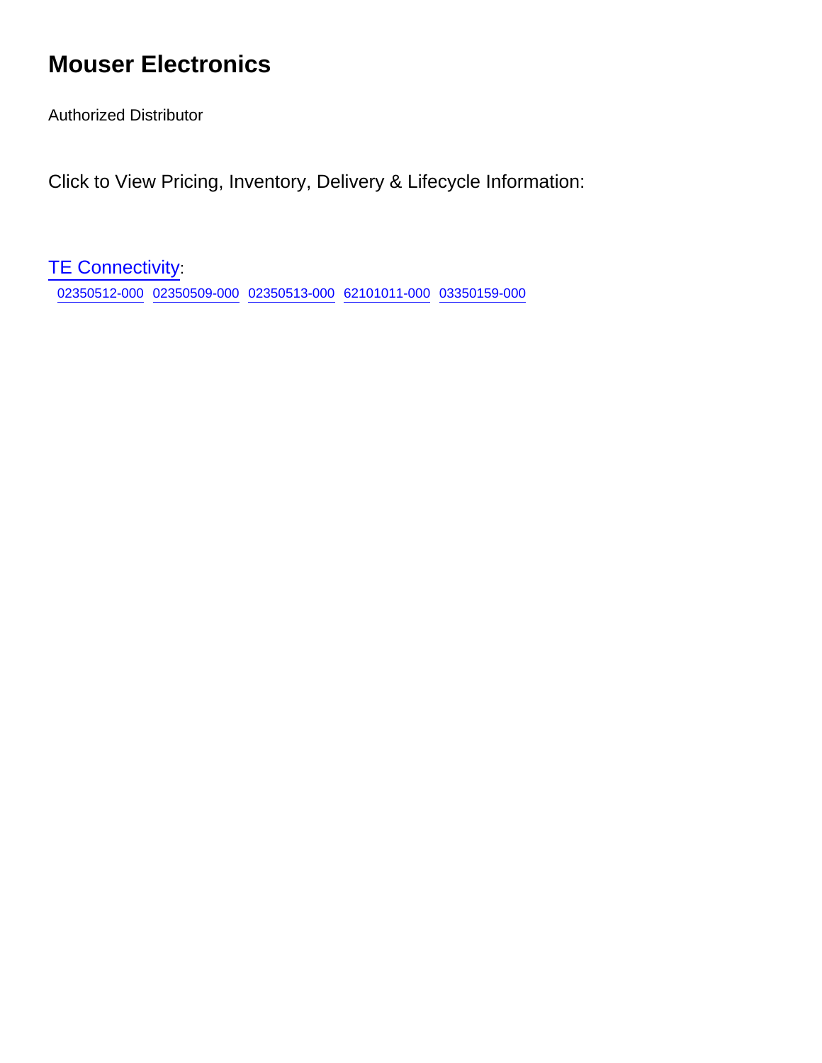# Mouser Electronics

Authorized Distributor

Click to View Pricing, Inventory, Delivery & Lifecycle Information:

TE Connectivity:

02350512-000 02350509-000 02350513-000 62101011-000 03350159-000